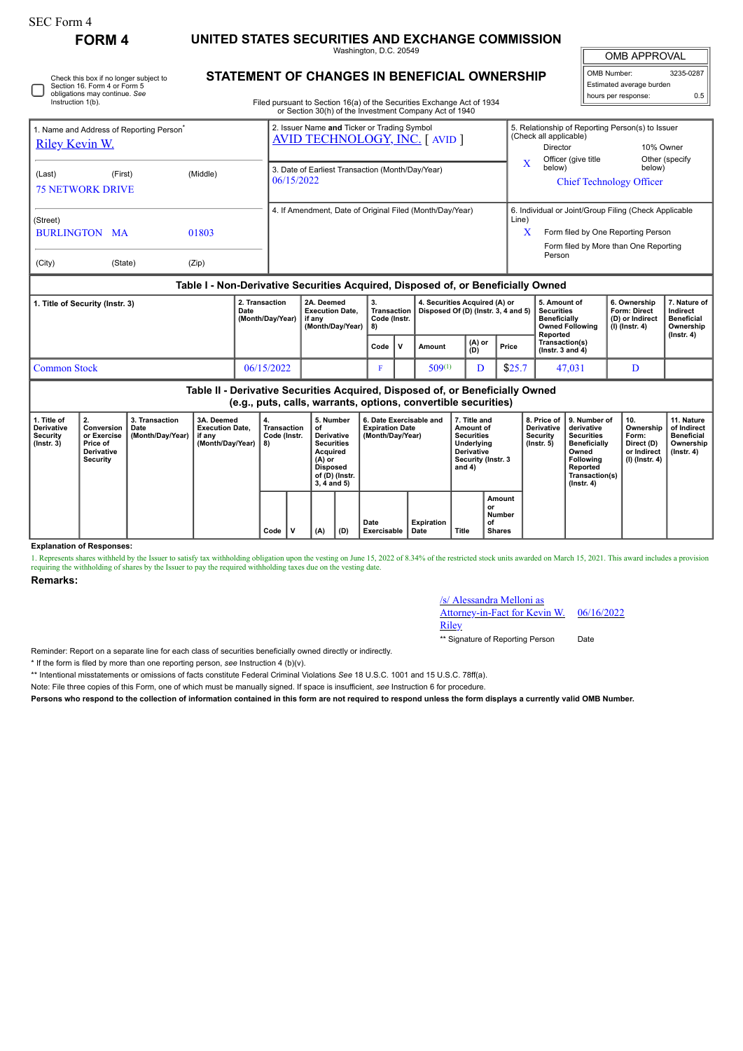SEC Form 4

# FORM 4

## UNITED STATES SECURITIES AND EXCHANGE COMMISSION

Washington, D.C. 20549

## STATEMENT OF CHANGES IN BENEFICIAL OWNERSHIP

Filed pursuant to Section 16(a) of the Securities Exchange Act of 1934 or Section 30(h) of the Investment Company Act of 1940

| OMB APPROVAL | |
|---|---|
| OMB Number: | 3235-0287 |
| Estimated average burden | |
| hours per response: | 0.5 |

☐ Check this box if no longer subject to Section 16. Form 4 or Form 5 obligations may continue. *See* Instruction 1(b).

| 1. Name and Address of Reporting Person* | 2. Issuer Name **and** Ticker or Trading Symbol | 5. Relationship of Reporting Person(s) to Issuer (Check all applicable) |
|---|---|---|
| Riley Kevin W. | AVID TECHNOLOGY, INC. [ AVID ] | Director / 10% Owner |
| (Last) (First) (Middle) | 3. Date of Earliest Transaction (Month/Day/Year) | X Officer (give title below) / Other (specify below) |
| 75 NETWORK DRIVE | 06/15/2022 | Chief Technology Officer |
| (Street) | 4. If Amendment, Date of Original Filed (Month/Day/Year) | 6. Individual or Joint/Group Filing (Check Applicable Line) |
| BURLINGTON MA 01803 | | X Form filed by One Reporting Person |
| (City) (State) (Zip) | | Form filed by More than One Reporting Person |

### Table I - Non-Derivative Securities Acquired, Disposed of, or Beneficially Owned

| 1. Title of Security (Instr. 3) | 2. Transaction Date (Month/Day/Year) | 2A. Deemed Execution Date, if any (Month/Day/Year) | 3. Transaction Code (Instr. 8) | | 4. Securities Acquired (A) or Disposed Of (D) (Instr. 3, 4 and 5) | | | 5. Amount of Securities Beneficially Owned Following Reported Transaction(s) (Instr. 3 and 4) | 6. Ownership Form: Direct (D) or Indirect (I) (Instr. 4) | 7. Nature of Indirect Beneficial Ownership (Instr. 4) |
|---|---|---|---|---|---|---|---|---|---|---|
| | | | Code | V | Amount | (A) or (D) | Price | | | |
| Common Stock | 06/15/2022 | | F | | 509[1] | D | $25.7 | 47,031 | D | |

### Table II - Derivative Securities Acquired, Disposed of, or Beneficially Owned (e.g., puts, calls, warrants, options, convertible securities)

| 1. Title of Derivative Security (Instr. 3) | 2. Conversion or Exercise Price of Derivative Security | 3. Transaction Date (Month/Day/Year) | 3A. Deemed Execution Date, if any (Month/Day/Year) | 4. Transaction Code (Instr. 8) | | 5. Number of Derivative Securities Acquired (A) or Disposed of (D) (Instr. 3, 4 and 5) | | 6. Date Exercisable and Expiration Date (Month/Day/Year) | | 7. Title and Amount of Securities Underlying Derivative Security (Instr. 3 and 4) | | 8. Price of Derivative Security (Instr. 5) | 9. Number of derivative Securities Beneficially Owned Following Reported Transaction(s) (Instr. 4) | 10. Ownership Form: Direct (D) or Indirect (I) (Instr. 4) | 11. Nature of Indirect Beneficial Ownership (Instr. 4) |
|---|---|---|---|---|---|---|---|---|---|---|---|---|---|---|---|
| | | | | Code | V | (A) | (D) | Date Exercisable | Expiration Date | Title | Amount or Number of Shares | | | | |

**Explanation of Responses:**

1. Represents shares withheld by the Issuer to satisfy tax withholding obligation upon the vesting on June 15, 2022 of 8.34% of the restricted stock units awarded on March 15, 2021. This award includes a provision requiring the withholding of shares by the Issuer to pay the required withholding taxes due on the vesting date.

**Remarks:**

/s/ Alessandra Melloni as Attorney-in-Fact for Kevin W. Riley — 06/16/2022

** Signature of Reporting Person — Date

Reminder: Report on a separate line for each class of securities beneficially owned directly or indirectly.

* If the form is filed by more than one reporting person, *see* Instruction 4 (b)(v).

** Intentional misstatements or omissions of facts constitute Federal Criminal Violations *See* 18 U.S.C. 1001 and 15 U.S.C. 78ff(a).

Note: File three copies of this Form, one of which must be manually signed. If space is insufficient, *see* Instruction 6 for procedure.

**Persons who respond to the collection of information contained in this form are not required to respond unless the form displays a currently valid OMB Number.**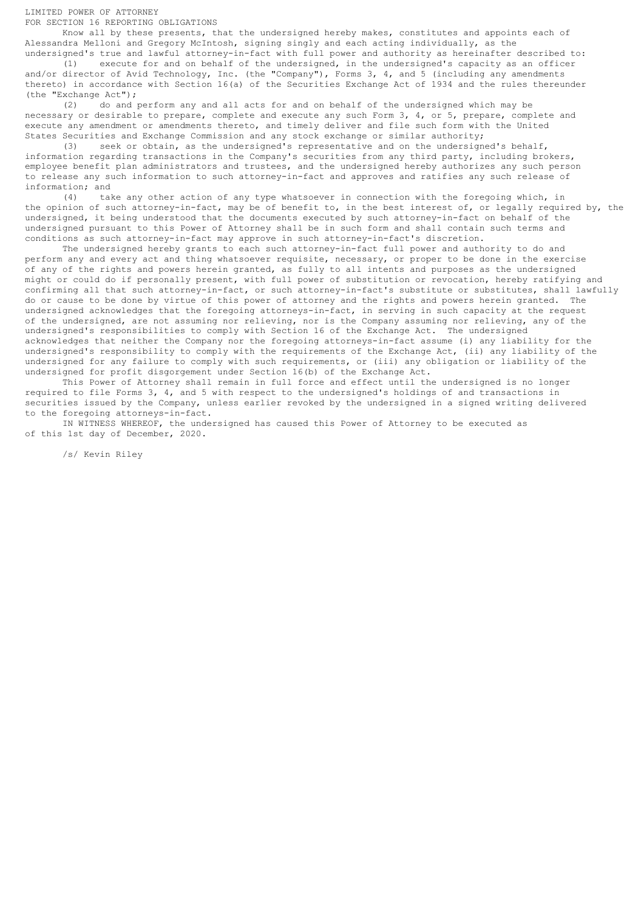LIMITED POWER OF ATTORNEY
FOR SECTION 16 REPORTING OBLIGATIONS

Know all by these presents, that the undersigned hereby makes, constitutes and appoints each of Alessandra Melloni and Gregory McIntosh, signing singly and each acting individually, as the undersigned's true and lawful attorney-in-fact with full power and authority as hereinafter described to:

(1) execute for and on behalf of the undersigned, in the undersigned's capacity as an officer and/or director of Avid Technology, Inc. (the "Company"), Forms 3, 4, and 5 (including any amendments thereto) in accordance with Section 16(a) of the Securities Exchange Act of 1934 and the rules thereunder (the "Exchange Act");

(2) do and perform any and all acts for and on behalf of the undersigned which may be necessary or desirable to prepare, complete and execute any such Form 3, 4, or 5, prepare, complete and execute any amendment or amendments thereto, and timely deliver and file such form with the United States Securities and Exchange Commission and any stock exchange or similar authority;

(3) seek or obtain, as the undersigned's representative and on the undersigned's behalf, information regarding transactions in the Company's securities from any third party, including brokers, employee benefit plan administrators and trustees, and the undersigned hereby authorizes any such person to release any such information to such attorney-in-fact and approves and ratifies any such release of information; and

(4) take any other action of any type whatsoever in connection with the foregoing which, in the opinion of such attorney-in-fact, may be of benefit to, in the best interest of, or legally required by, the undersigned, it being understood that the documents executed by such attorney-in-fact on behalf of the undersigned pursuant to this Power of Attorney shall be in such form and shall contain such terms and conditions as such attorney-in-fact may approve in such attorney-in-fact's discretion.

The undersigned hereby grants to each such attorney-in-fact full power and authority to do and perform any and every act and thing whatsoever requisite, necessary, or proper to be done in the exercise of any of the rights and powers herein granted, as fully to all intents and purposes as the undersigned might or could do if personally present, with full power of substitution or revocation, hereby ratifying and confirming all that such attorney-in-fact, or such attorney-in-fact's substitute or substitutes, shall lawfully do or cause to be done by virtue of this power of attorney and the rights and powers herein granted. The undersigned acknowledges that the foregoing attorneys-in-fact, in serving in such capacity at the request of the undersigned, are not assuming nor relieving, nor is the Company assuming nor relieving, any of the undersigned's responsibilities to comply with Section 16 of the Exchange Act. The undersigned acknowledges that neither the Company nor the foregoing attorneys-in-fact assume (i) any liability for the undersigned's responsibility to comply with the requirements of the Exchange Act, (ii) any liability of the undersigned for any failure to comply with such requirements, or (iii) any obligation or liability of the undersigned for profit disgorgement under Section 16(b) of the Exchange Act.

This Power of Attorney shall remain in full force and effect until the undersigned is no longer required to file Forms 3, 4, and 5 with respect to the undersigned's holdings of and transactions in securities issued by the Company, unless earlier revoked by the undersigned in a signed writing delivered to the foregoing attorneys-in-fact.

IN WITNESS WHEREOF, the undersigned has caused this Power of Attorney to be executed as of this 1st day of December, 2020.

/s/ Kevin Riley